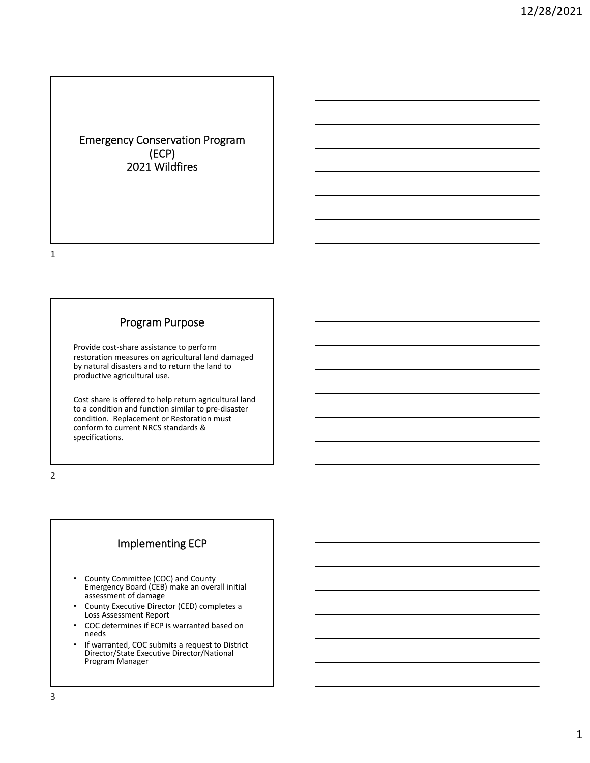# Emergency Conservation Program (ECP) 2021 Wildfires

## Program Purpose

Provide cost-share assistance to perform restoration measures on agricultural land damaged by natural disasters and to return the land to productive agricultural use.

Cost share is offered to help return agricultural land to a condition and function similar to pre-disaster condition. Replacement or Restoration must conform to current NRCS standards & specifications.

## Implementing ECP

- County Committee (COC) and County Emergency Board (CEB) make an overall initial assessment of damage
- County Executive Director (CED) completes a Loss Assessment Report
- COC determines if ECP is warranted based on needs
- If warranted, COC submits a request to District Director/State Executive Director/National Program Manager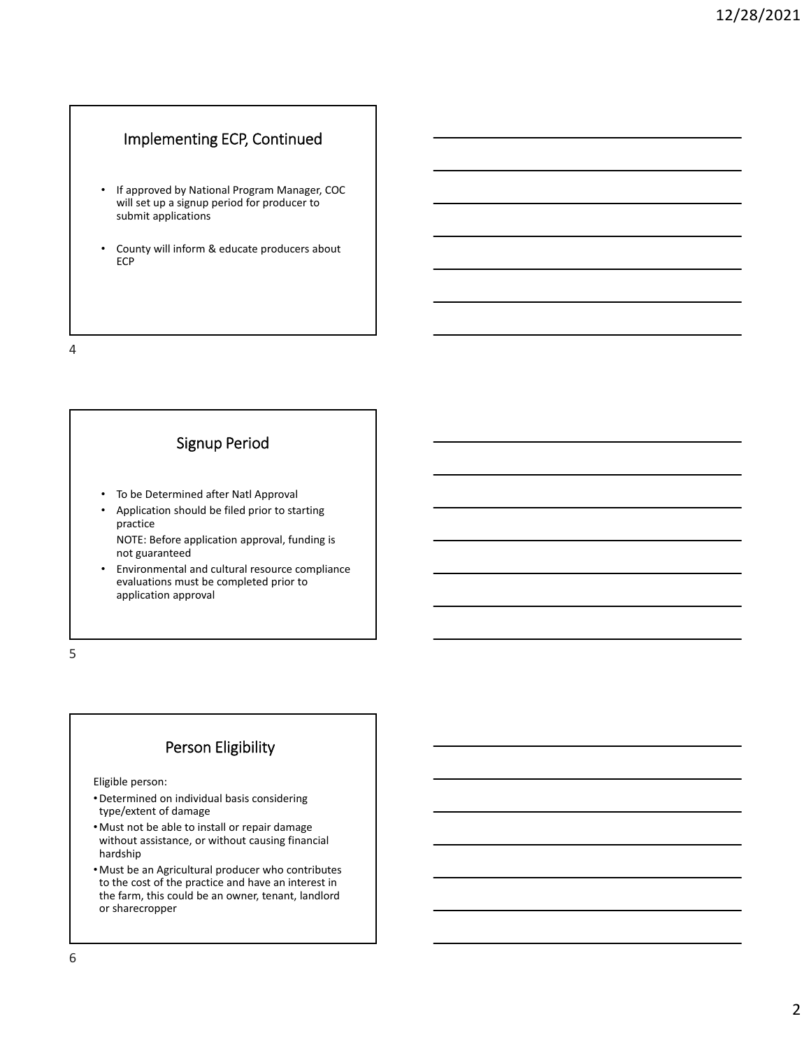## Implementing ECP, Continued

- If approved by National Program Manager, COC will set up a signup period for producer to submit applications
- County will inform & educate producers about ECP

## Signup Period

- To be Determined after Natl Approval
- Application should be filed prior to starting practice

  NOTE: Before application approval, funding is not guaranteed
- Environmental and cultural resource compliance evaluations must be completed prior to application approval

## Person Eligibility

Eligible person:

- Determined on individual basis considering type/extent of damage
- Must not be able to install or repair damage without assistance, or without causing financial hardship
- Must be an Agricultural producer who contributes to the cost of the practice and have an interest in the farm, this could be an owner, tenant, landlord or sharecropper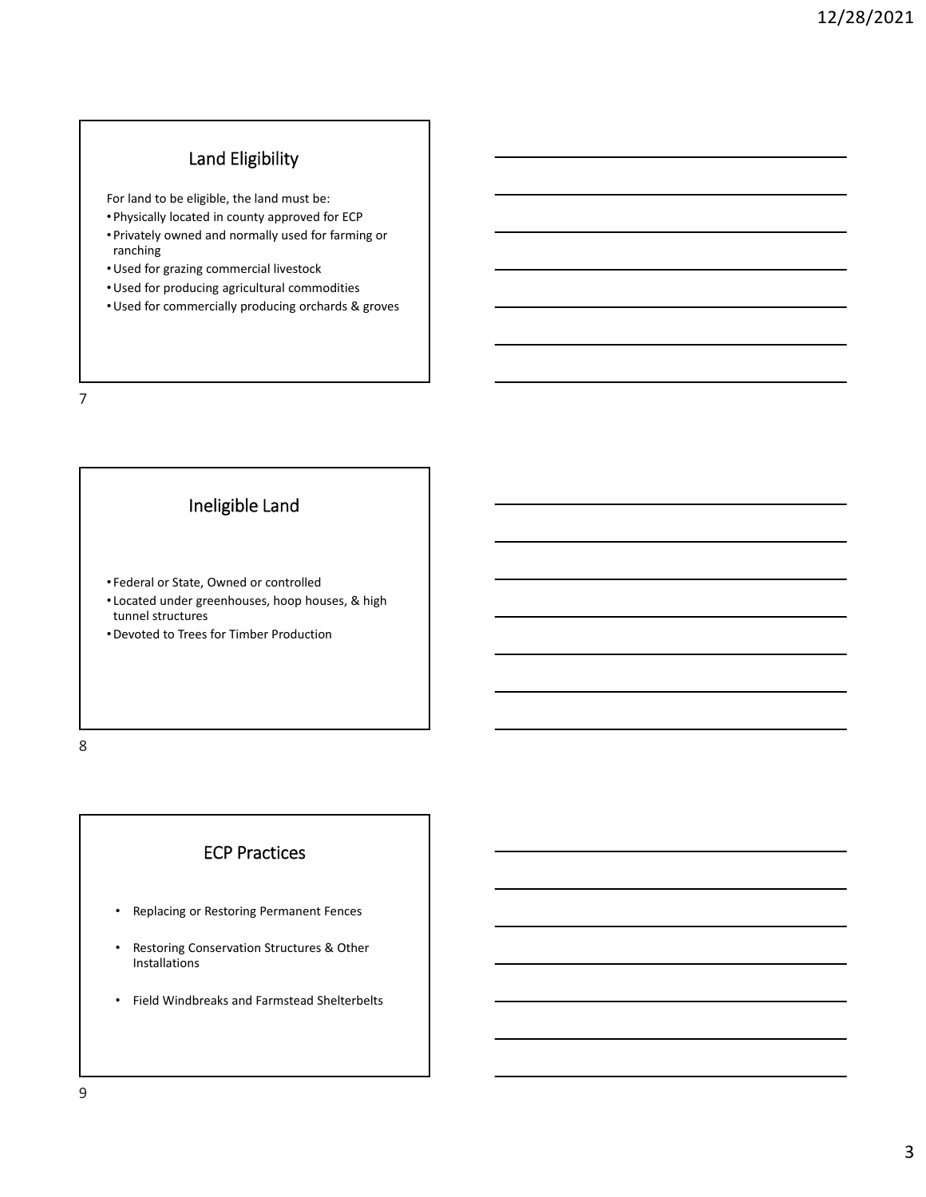## Land Eligibility

For land to be eligible, the land must be:

- Physically located in county approved for ECP
- Privately owned and normally used for farming or ranching
- Used for grazing commercial livestock
- Used for producing agricultural commodities
- Used for commercially producing orchards & groves

## Ineligible Land

- Federal or State, Owned or controlled
- Located under greenhouses, hoop houses, & high tunnel structures
- Devoted to Trees for Timber Production

## ECP Practices

- Replacing or Restoring Permanent Fences
- Restoring Conservation Structures & Other Installations
- Field Windbreaks and Farmstead Shelterbelts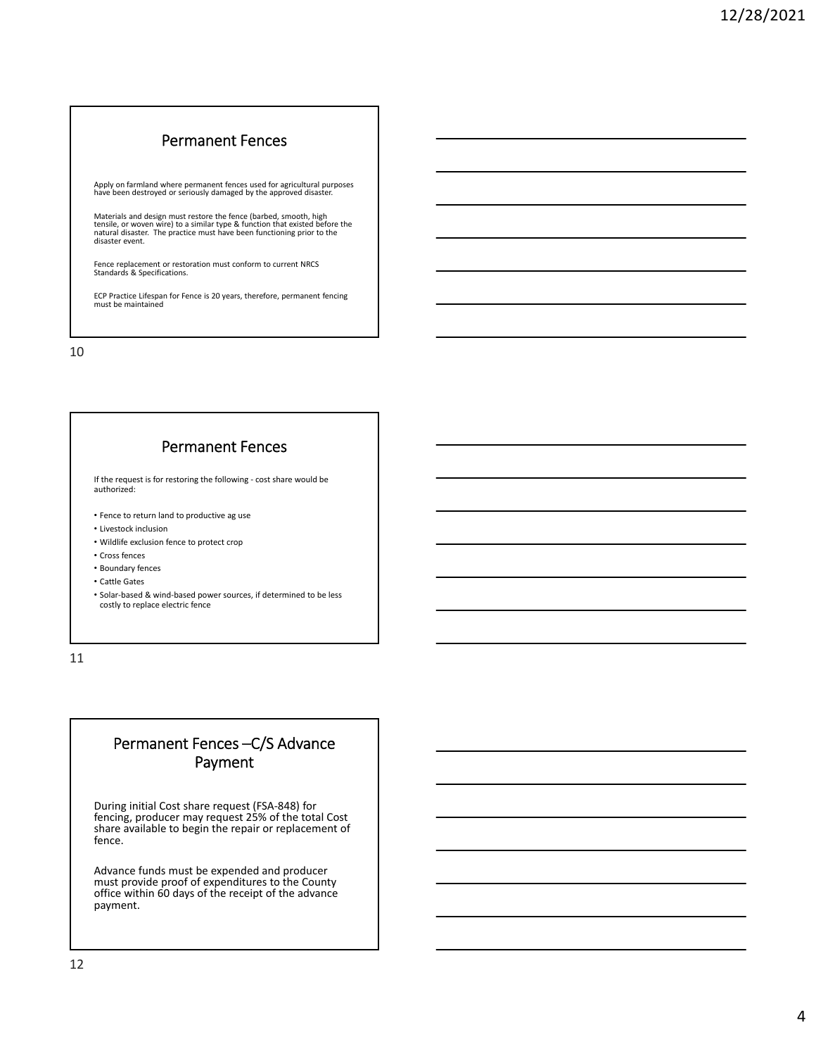## Permanent Fences

Apply on farmland where permanent fences used for agricultural purposes have been destroyed or seriously damaged by the approved disaster.

Materials and design must restore the fence (barbed, smooth, high tensile, or woven wire) to a similar type & function that existed before the natural disaster. The practice must have been functioning prior to the disaster event.

Fence replacement or restoration must conform to current NRCS Standards & Specifications.

ECP Practice Lifespan for Fence is 20 years, therefore, permanent fencing must be maintained

## Permanent Fences

If the request is for restoring the following - cost share would be authorized:

- Fence to return land to productive ag use
- Livestock inclusion
- Wildlife exclusion fence to protect crop
- Cross fences
- Boundary fences
- Cattle Gates
- Solar-based & wind-based power sources, if determined to be less costly to replace electric fence

## Permanent Fences –C/S Advance Payment

During initial Cost share request (FSA-848) for fencing, producer may request 25% of the total Cost share available to begin the repair or replacement of fence.

Advance funds must be expended and producer must provide proof of expenditures to the County office within 60 days of the receipt of the advance payment.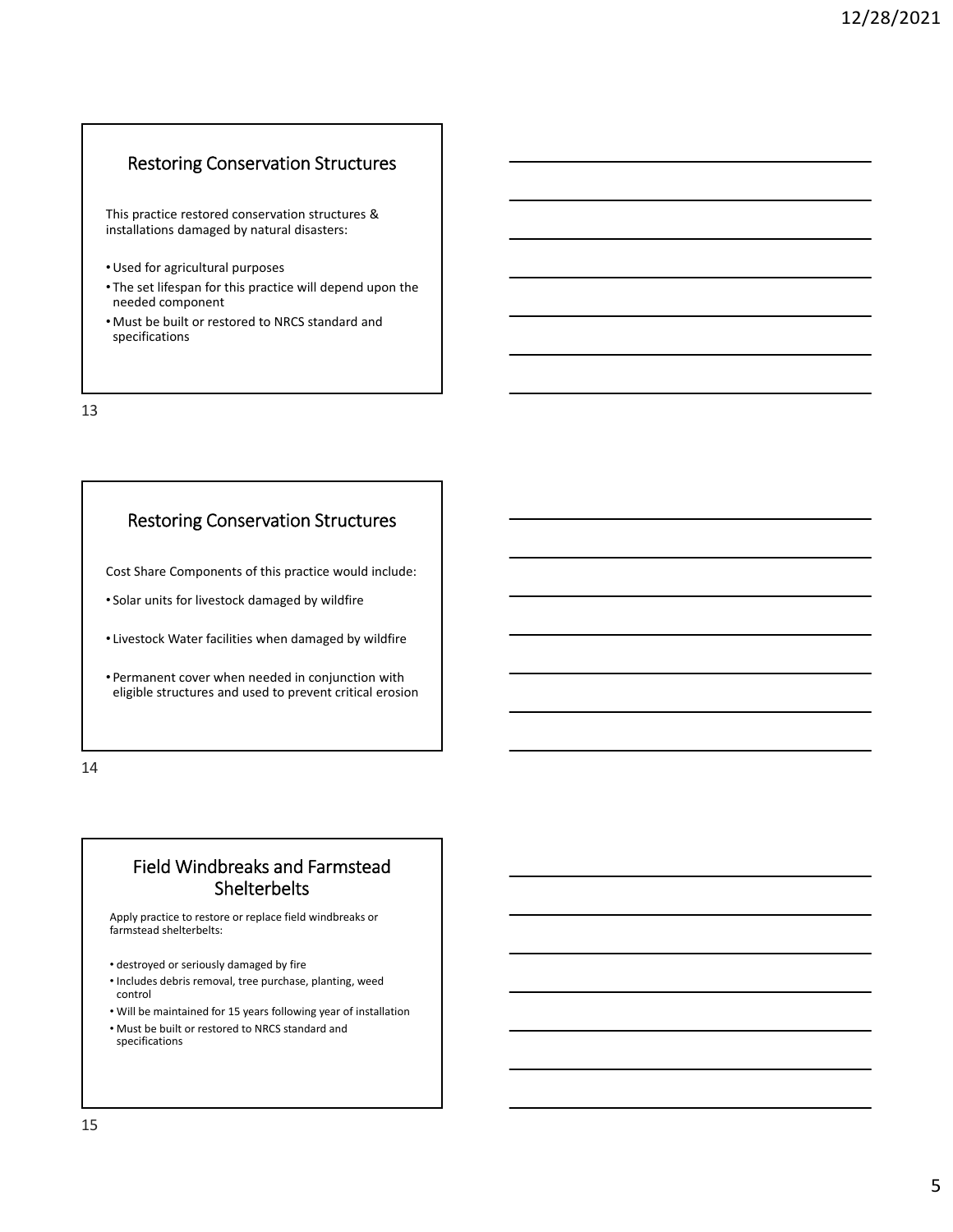## Restoring Conservation Structures

This practice restored conservation structures & installations damaged by natural disasters:

- Used for agricultural purposes
- The set lifespan for this practice will depend upon the needed component
- Must be built or restored to NRCS standard and specifications

## Restoring Conservation Structures

Cost Share Components of this practice would include:

- Solar units for livestock damaged by wildfire
- Livestock Water facilities when damaged by wildfire
- Permanent cover when needed in conjunction with eligible structures and used to prevent critical erosion

## Field Windbreaks and Farmstead Shelterbelts

Apply practice to restore or replace field windbreaks or farmstead shelterbelts:

- destroyed or seriously damaged by fire
- Includes debris removal, tree purchase, planting, weed control
- Will be maintained for 15 years following year of installation
- Must be built or restored to NRCS standard and specifications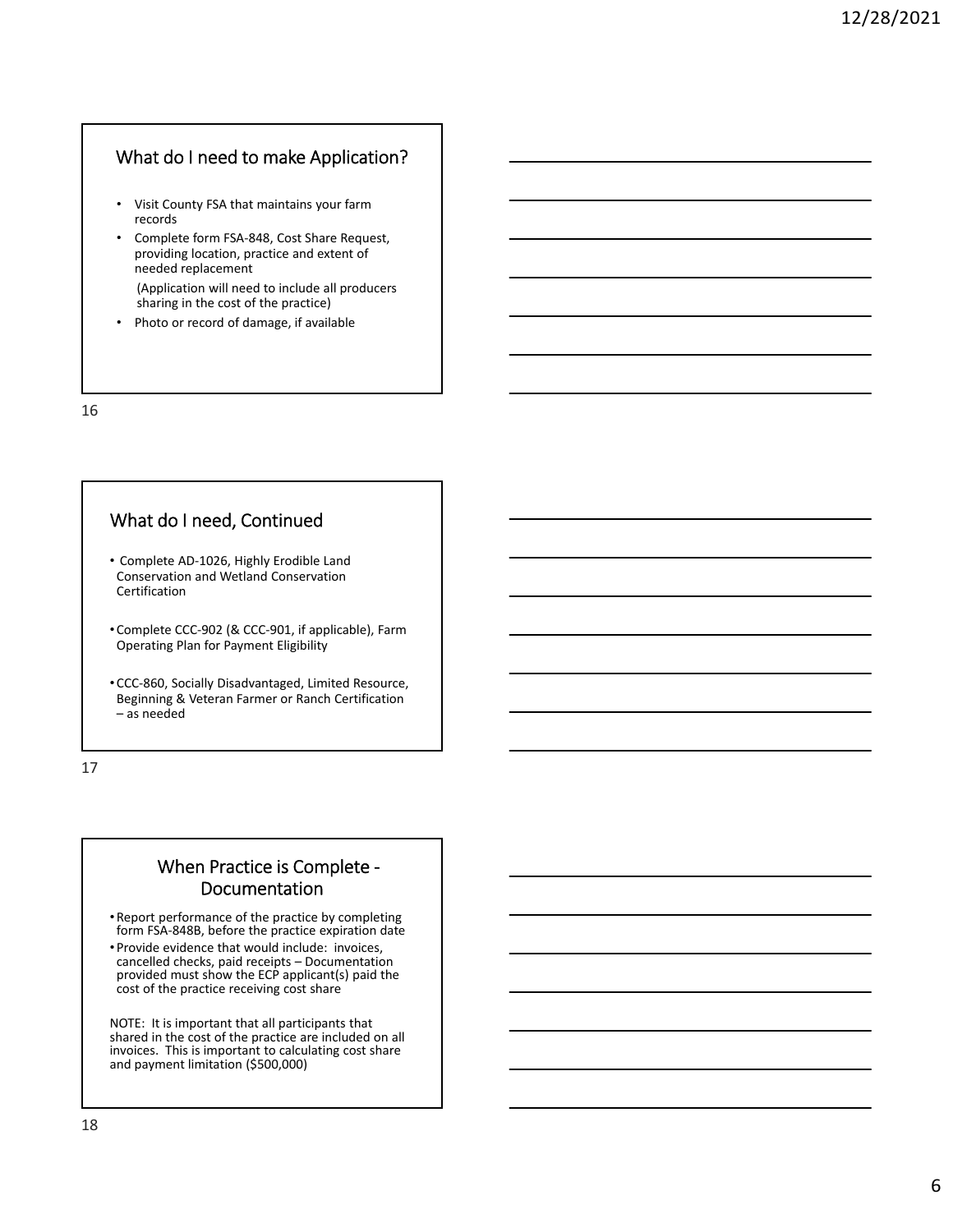## What do I need to make Application?

- Visit County FSA that maintains your farm records
- Complete form FSA-848, Cost Share Request, providing location, practice and extent of needed replacement

  (Application will need to include all producers sharing in the cost of the practice)
- Photo or record of damage, if available

## What do I need, Continued

- Complete AD-1026, Highly Erodible Land Conservation and Wetland Conservation Certification
- Complete CCC-902 (& CCC-901, if applicable), Farm Operating Plan for Payment Eligibility
- CCC-860, Socially Disadvantaged, Limited Resource, Beginning & Veteran Farmer or Ranch Certification – as needed

## When Practice is Complete - Documentation

- Report performance of the practice by completing form FSA-848B, before the practice expiration date
- Provide evidence that would include: invoices, cancelled checks, paid receipts – Documentation provided must show the ECP applicant(s) paid the cost of the practice receiving cost share

NOTE: It is important that all participants that shared in the cost of the practice are included on all invoices. This is important to calculating cost share and payment limitation ($500,000)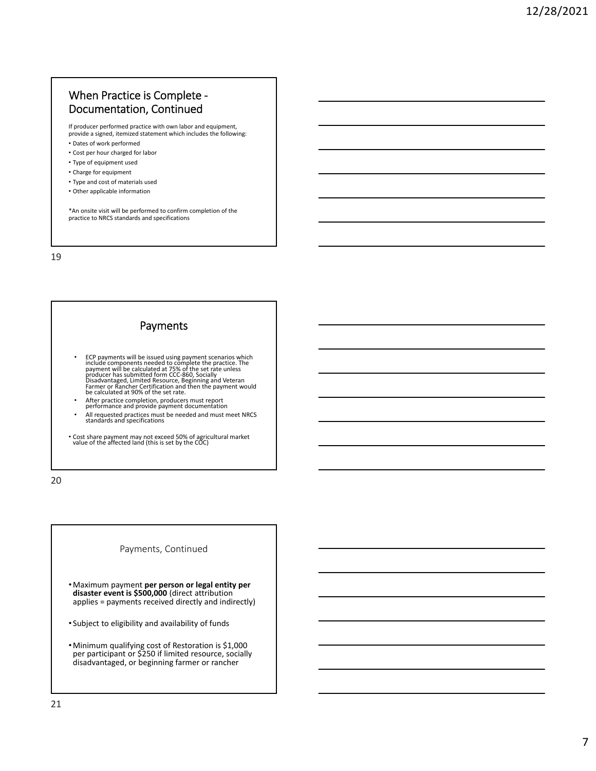## When Practice is Complete - Documentation, Continued

If producer performed practice with own labor and equipment, provide a signed, itemized statement which includes the following:

- Dates of work performed
- Cost per hour charged for labor
- Type of equipment used
- Charge for equipment
- Type and cost of materials used
- Other applicable information

*An onsite visit will be performed to confirm completion of the practice to NRCS standards and specifications

## Payments

- ECP payments will be issued using payment scenarios which include components needed to complete the practice. The payment will be calculated at 75% of the set rate unless producer has submitted form CCC-860, Socially Disadvantaged, Limited Resource, Beginning and Veteran Farmer or Rancher Certification and then the payment would be calculated at 90% of the set rate.
- After practice completion, producers must report performance and provide payment documentation
- All requested practices must be needed and must meet NRCS standards and specifications

- Cost share payment may not exceed 50% of agricultural market value of the affected land (this is set by the COC)

## Payments, Continued

- Maximum payment **per person or legal entity per disaster event is $500,000** (direct attribution applies = payments received directly and indirectly)
- Subject to eligibility and availability of funds
- Minimum qualifying cost of Restoration is $1,000 per participant or $250 if limited resource, socially disadvantaged, or beginning farmer or rancher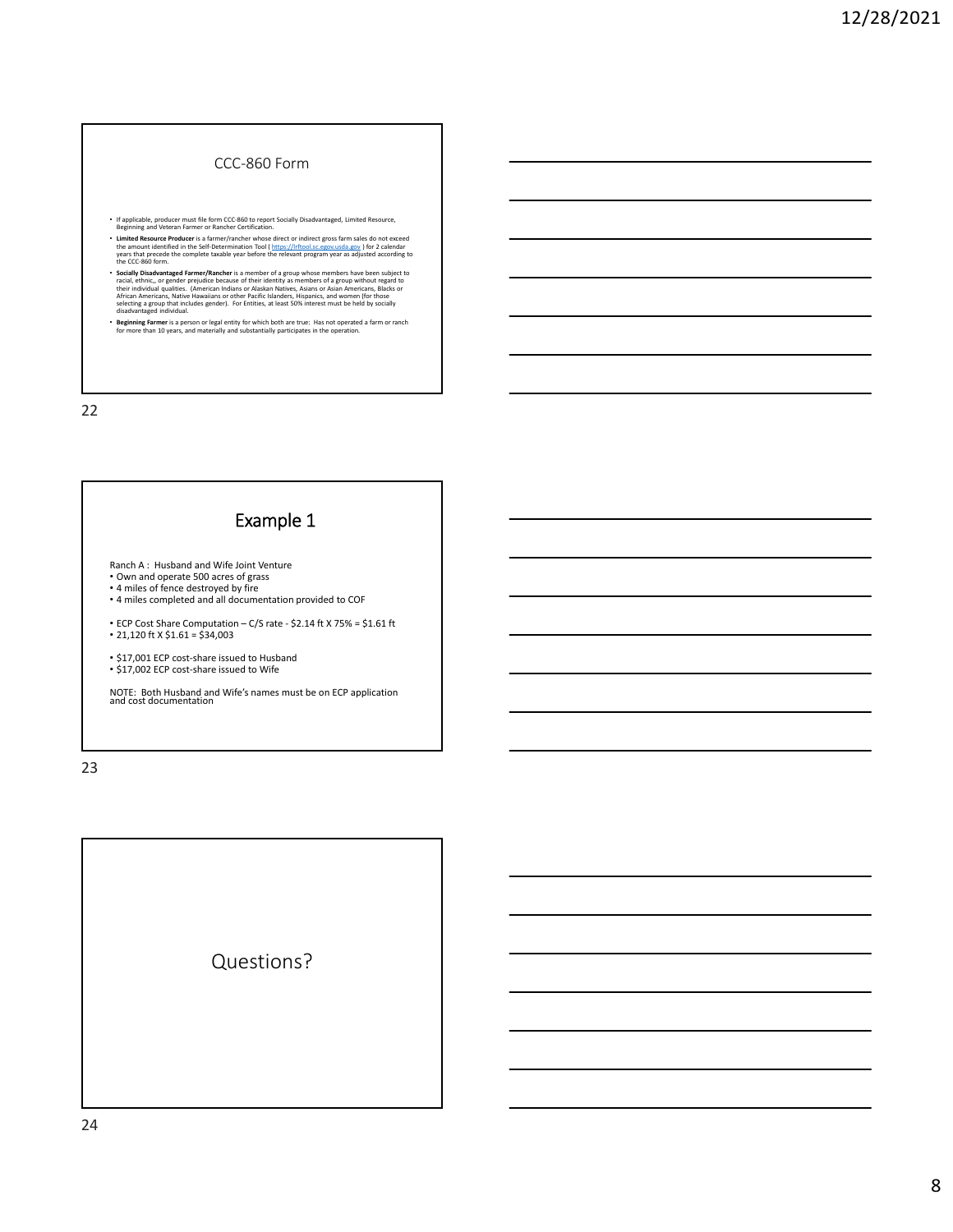## CCC-860 Form

- If applicable, producer must file form CCC-860 to report Socially Disadvantaged, Limited Resource, Beginning and Veteran Farmer or Rancher Certification.
- **Limited Resource Producer** is a farmer/rancher whose direct or indirect gross farm sales do not exceed the amount identified in the Self-Determination Tool ( https://lrftool.sc.egov.usda.gov ) for 2 calendar years that precede the complete taxable year before the relevant program year as adjusted according to the CCC-860 form.
- **Socially Disadvantaged Farmer/Rancher** is a member of a group whose members have been subject to racial, ethnic,, or gender prejudice because of their identity as members of a group without regard to their individual qualities. (American Indians or Alaskan Natives, Asians or Asian Americans, Blacks or African Americans, Native Hawaiians or other Pacific Islanders, Hispanics, and women (for those selecting a group that includes gender). For Entities, at least 50% interest must be held by socially disadvantaged individual.
- **Beginning Farmer** is a person or legal entity for which both are true: Has not operated a farm or ranch for more than 10 years, and materially and substantially participates in the operation.

## Example 1

Ranch A : Husband and Wife Joint Venture

- Own and operate 500 acres of grass
- 4 miles of fence destroyed by fire
- 4 miles completed and all documentation provided to COF

- ECP Cost Share Computation – C/S rate - $2.14 ft X 75% = $1.61 ft
- 21,120 ft X $1.61 = $34,003

- $17,001 ECP cost-share issued to Husband
- $17,002 ECP cost-share issued to Wife

NOTE: Both Husband and Wife's names must be on ECP application and cost documentation

## Questions?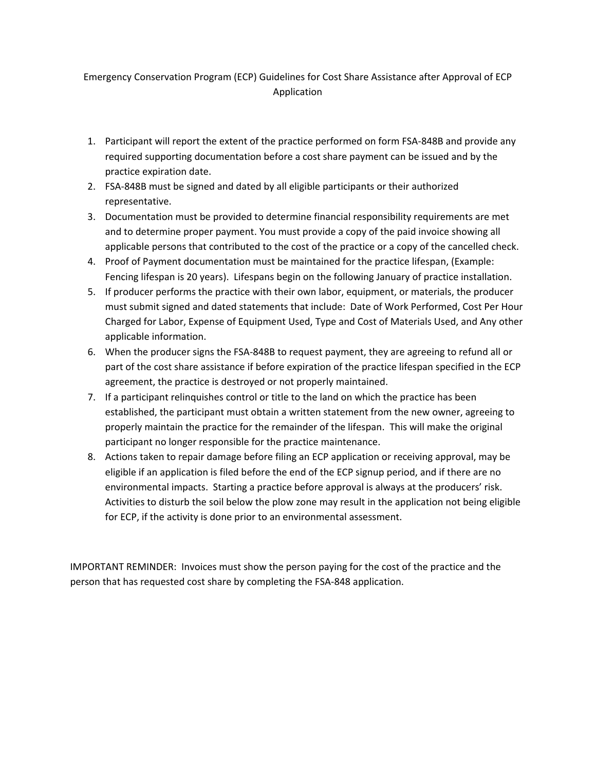# Emergency Conservation Program (ECP) Guidelines for Cost Share Assistance after Approval of ECP Application

1. Participant will report the extent of the practice performed on form FSA-848B and provide any required supporting documentation before a cost share payment can be issued and by the practice expiration date.
2. FSA-848B must be signed and dated by all eligible participants or their authorized representative.
3. Documentation must be provided to determine financial responsibility requirements are met and to determine proper payment. You must provide a copy of the paid invoice showing all applicable persons that contributed to the cost of the practice or a copy of the cancelled check.
4. Proof of Payment documentation must be maintained for the practice lifespan, (Example: Fencing lifespan is 20 years). Lifespans begin on the following January of practice installation.
5. If producer performs the practice with their own labor, equipment, or materials, the producer must submit signed and dated statements that include: Date of Work Performed, Cost Per Hour Charged for Labor, Expense of Equipment Used, Type and Cost of Materials Used, and Any other applicable information.
6. When the producer signs the FSA-848B to request payment, they are agreeing to refund all or part of the cost share assistance if before expiration of the practice lifespan specified in the ECP agreement, the practice is destroyed or not properly maintained.
7. If a participant relinquishes control or title to the land on which the practice has been established, the participant must obtain a written statement from the new owner, agreeing to properly maintain the practice for the remainder of the lifespan. This will make the original participant no longer responsible for the practice maintenance.
8. Actions taken to repair damage before filing an ECP application or receiving approval, may be eligible if an application is filed before the end of the ECP signup period, and if there are no environmental impacts. Starting a practice before approval is always at the producers' risk. Activities to disturb the soil below the plow zone may result in the application not being eligible for ECP, if the activity is done prior to an environmental assessment.

IMPORTANT REMINDER: Invoices must show the person paying for the cost of the practice and the person that has requested cost share by completing the FSA-848 application.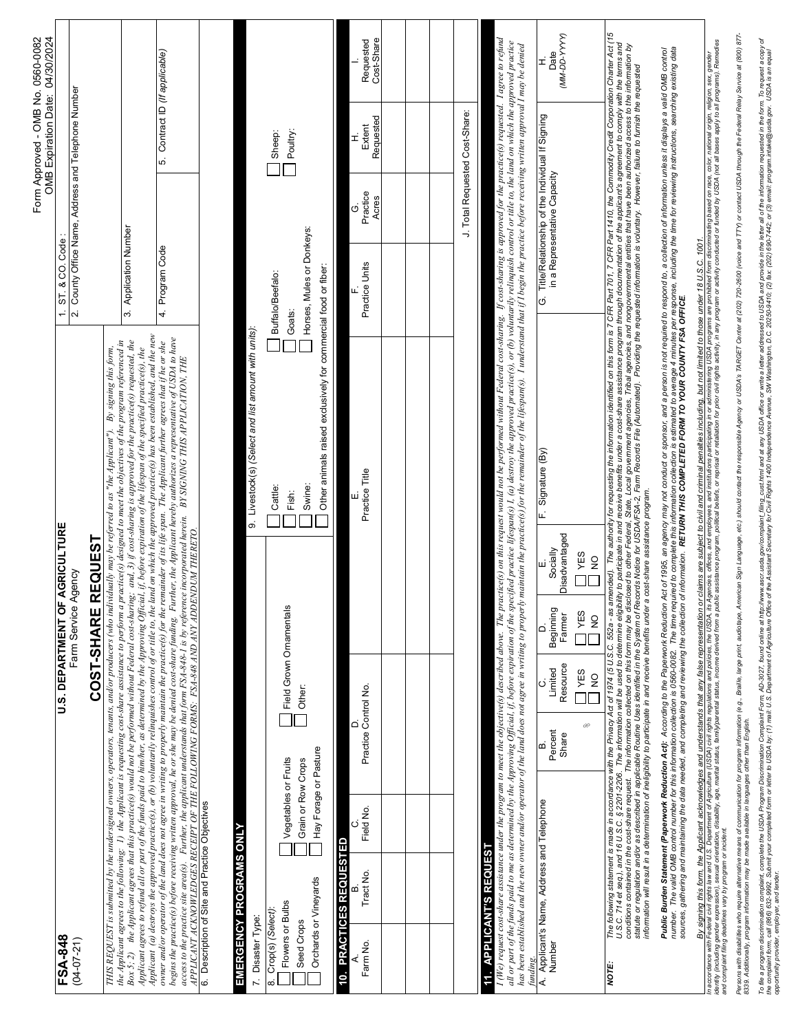Form Approved - OMB No. 0560-0082
OMB Expiration Date: 04/30/2024

**FSA-848**
(04-07-21)

# U.S. DEPARTMENT OF AGRICULTURE
Farm Service Agency

# COST-SHARE REQUEST

| 1. ST. & CO. Code : | |
|---|---|
| 2. County Office Name, Address and Telephone Number | |
| 3. Application Number | |
| 4. Program Code | 5. Contract ID *(If applicable)* |

*THIS REQUEST is submitted by the undersigned owners, operators, tenants, and/or producers (who individually may be referred to as "the Applicant"). By signing this form, the Applicant agrees to the following: 1) the Applicant is requesting cost-share assistance to perform a practice(s) designed to meet the objectives of the program referenced in Box 5; 2) the Applicant agrees that this practice(s) would not be performed without Federal cost-sharing; and, 3) if cost-sharing is approved for the practice(s) requested, the Applicant agrees to refund all or part of the funds paid to him/her, as determined by the Approving Official, if, before expiration of the lifespan of the specified practice(s), the Applicant (a) destroys the approved practice(s), or (b) voluntarily relinquishes control of or title to, the land on which the approved practice(s) has been established, and the new owner and/or operator of the land does not agree in writing to properly maintain the practice(s) for the remainder of its life span. The Applicant further agrees that if he or she begins the practice(s) before receiving written approval, he or she may be denied cost-share funding. Further, the Applicant hereby authorizes a representative of USDA to have access to the practice site area(s). Further, the applicant understands that form FSA-848-1 is by reference incorporated herein. BY SIGNING THIS APPLICATION, THE APPLICANT ACKNOWLEDGES RECEIPT OF THE FOLLOWING FORMS: FSA-848 AND ANY ADDENDUM THERETO.*

6. Description of Site and Practice Objectives

## EMERGENCY PROGRAMS ONLY

7. Disaster Type:

8. Crop(s) *(Select)*:
- [ ] Flowers or Bulbs
- [ ] Seed Crops
- [ ] Orchards or Vineyards
- [ ] Vegetables or Fruits
- [ ] Grain or Row Crops
- [ ] Hay Forage or Pasture
- [ ] Field Grown Ornamentals
- [ ] Other:

9. Livestock(s) *(Select and list amount with units)*:
- [ ] Cattle:
- [ ] Fish:
- [ ] Swine:
- [ ] Buffalo/Beefalo:
- [ ] Goats:
- [ ] Horses, Mules or Donkeys:
- [ ] Sheep:
- [ ] Poultry:
- [ ] Other animals raised exclusively for commercial food or fiber:

## 10. PRACTICES REQUESTED

| A. Farm No. | B. Tract No. | C. Field No. | D. Practice Control No. | E. Practice Title | F. Practice Units | G. Practice Acres | H. Extent Requested | I. Requested Cost-Share |
|---|---|---|---|---|---|---|---|---|
| | | | | | | | | |
| | | | | | | | | |
| | | | | | | | | |
| | | | | | | | | |
| | | | | | | | J. Total Requested Cost-Share: | |

## 11. APPLICANT'S REQUEST

*I (We) request cost-share assistance under the program to meet the objective(s) described above. The practice(s) on this request would not be performed without Federal cost-sharing. If cost-sharing is approved for the practice(s) requested, I agree to refund all or part of the funds paid to me as determined by the Approving Official, if, before expiration of the specified practice lifespan(s) I, (a) destroy the approved practice(s), or (b) voluntarily relinquish control or title to, the land on which the approved practice has been established and the new owner and/or operator of the land does not agree in writing to properly maintain the practice(s) for the remainder of the lifespan(s). I understand that if I begin the practice before receiving written approval I may be denied funding.*

| A. Applicant's Name, Address and Telephone Number | B. Percent Share | C. Limited Resource | D. Beginning Farmer | E. Socially Disadvantaged | F. Signature (By) | G. Title/Relationship of the Individual If Signing in a Representative Capacity | H. Date *(MM-DD-YYYY)* |
|---|---|---|---|---|---|---|---|
| | % | [ ] YES [ ] NO | [ ] YES [ ] NO | [ ] YES [ ] NO | | | |

**NOTE:** The following statement is made in accordance with the Privacy Act of 1974 (5 U.S.C. 552a - as amended). The authority for requesting the information identified on this form is 7 CFR Part 701, 7 CFR Part 1410, the Commodity Credit Corporation Charter Act (15 U.S.C. 714 et seq.), and 16 U.S.C. § 2201-2206. The information will be used to determine eligibility to participate in and receive benefits under a cost-share assistance program through documentation of the applicant's agreement to comply with the terms and conditions contained in the cost-share request. The information collected on this form may be disclosed to other Federal, State, Local government agencies, Tribal agencies, and nongovernmental entities that have been authorized access to the information by statute or regulation and/or as described in applicable Routine Uses identified in the System of Records Notice for USDA/FSA-2, Farm Records File (Automated). Providing the requested information is voluntary. However, failure to furnish the requested information will result in a determination of ineligibility to participate in and receive benefits under a cost-share assistance program.

**Public Burden Statement (Paperwork Reduction Act):** According to the Paperwork Reduction Act of 1995, an agency may not conduct or sponsor, and a person is not required to respond to, a collection of information unless it displays a valid OMB control number. The valid OMB control number for this information collection is 0560-0082. The time required to complete this information collection is estimated to average 4 minutes per response, including the time for reviewing instructions, searching existing data sources, gathering and maintaining the data needed, and completing and reviewing the collection of information. **RETURN THIS COMPLETED FORM TO YOUR COUNTY FSA OFFICE.**

*By signing this form, the Applicant acknowledges and understands that any false representation or claims are subject to civil and criminal penalties including, but not limited to those under 18 U.S.C. 1001.*

In accordance with Federal civil rights law and U.S. Department of Agriculture (USDA) civil rights regulations and policies, the USDA, its Agencies, offices, and employees, and institutions participating in or administering USDA programs are prohibited from discriminating based on race, color, national origin, religion, sex, gender identity (including gender expression), sexual orientation, disability, age, marital status, family/parental status, income derived from a public assistance program, political beliefs, or reprisal or retaliation for prior civil rights activity, in any program or activity conducted or funded by USDA (not all bases apply to all programs). Remedies and complaint filing deadlines vary by program or incident.

Persons with disabilities who require alternative means of communication for program information (e.g., Braille, large print, audiotape, American Sign Language, etc.) should contact the responsible Agency or USDA's TARGET Center at (202) 720-2600 (voice and TTY) or contact USDA through the Federal Relay Service at (800) 877-8339. Additionally, program information may be made available in languages other than English.

To file a program discrimination complaint, complete the USDA Program Discrimination Complaint Form, AD-3027, found online at http://www.ascr.usda.gov/complaint_filing_cust.html and at any USDA office or write a letter addressed to USDA and provide in the letter all of the information requested in the form. To request a copy of the complaint form, call (866) 632-9992. Submit your completed form or letter to USDA by: (1) mail: U.S. Department of Agriculture Office of the Assistant Secretary for Civil Rights 1400 Independence Avenue, SW Washington, D.C. 20250-9410; (2) fax: (202) 690-7442; or (3) email: program.intake@usda.gov. USDA is an equal opportunity provider, employer, and lender.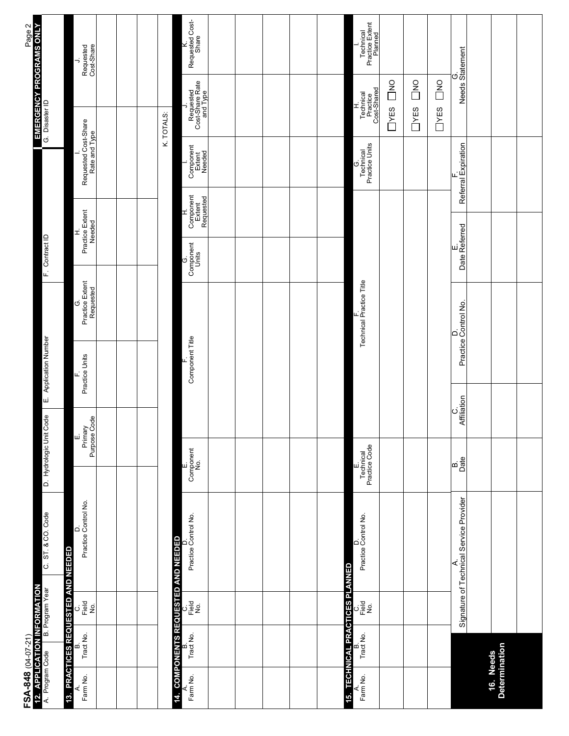**FSA-848** (04-07-21) Page 2

## 12. APPLICATION INFORMATION

| A. Program Code | B. Program Year | C. ST. & CO. Code | D. Hydrologic Unit Code | E. Application Number | F. Contract ID | EMERGENCY PROGRAMS ONLY G. Disaster ID |
|---|---|---|---|---|---|---|
| | | | | | | |

## 13. PRACTICES REQUESTED AND NEEDED

| A. Farm No. | B. Tract No. | C. Field No. | D. Practice Control No. | E. Primary Purpose Code | F. Practice Units | G. Practice Extent Requested | H. Practice Extent Needed | I. Requested Cost-Share Rate and Type | J. Requested Cost-Share |
|---|---|---|---|---|---|---|---|---|---|
| | | | | | | | | | |
| | | | | | | | | | |
| | | | | | | | | | |
| | | | | | | | | K. TOTALS: | |

## 14. COMPONENTS REQUESTED AND NEEDED

| A. Farm No. | B. Tract No. | C. Field No. | D. Practice Control No. | E. Component No. | F. Component Title | G. Component Units | H. Component Extent Requested | I. Component Extent Needed | J. Requested Cost-Share Rate and Type | K. Requested Cost-Share |
|---|---|---|---|---|---|---|---|---|---|---|
| | | | | | | | | | | |
| | | | | | | | | | | |
| | | | | | | | | | | |
| | | | | | | | | | | |
| | | | | | | | | | | |

## 15. TECHNICAL PRACTICES PLANNED

| A. Farm No. | B. Tract No. | C. Field No. | D. Practice Control No. | E. Technical Practice Code | F. Technical Practice Title | G. Technical Practice Units | H. Technical Practice Cost-Shared | I. Technical Practice Extent Planned |
|---|---|---|---|---|---|---|---|---|
| | | | | | | | ☐YES ☐NO | |
| | | | | | | | ☐YES ☐NO | |
| | | | | | | | ☐YES ☐NO | |

## 16. Needs Determination

| A. Signature of Technical Service Provider | B. Date | C. Affiliation | D. Practice Control No. | E. Date Referred | F. Referral Expiration | G. Needs Statement |
|---|---|---|---|---|---|---|
| | | | | | | |
| | | | | | | |
| | | | | | | |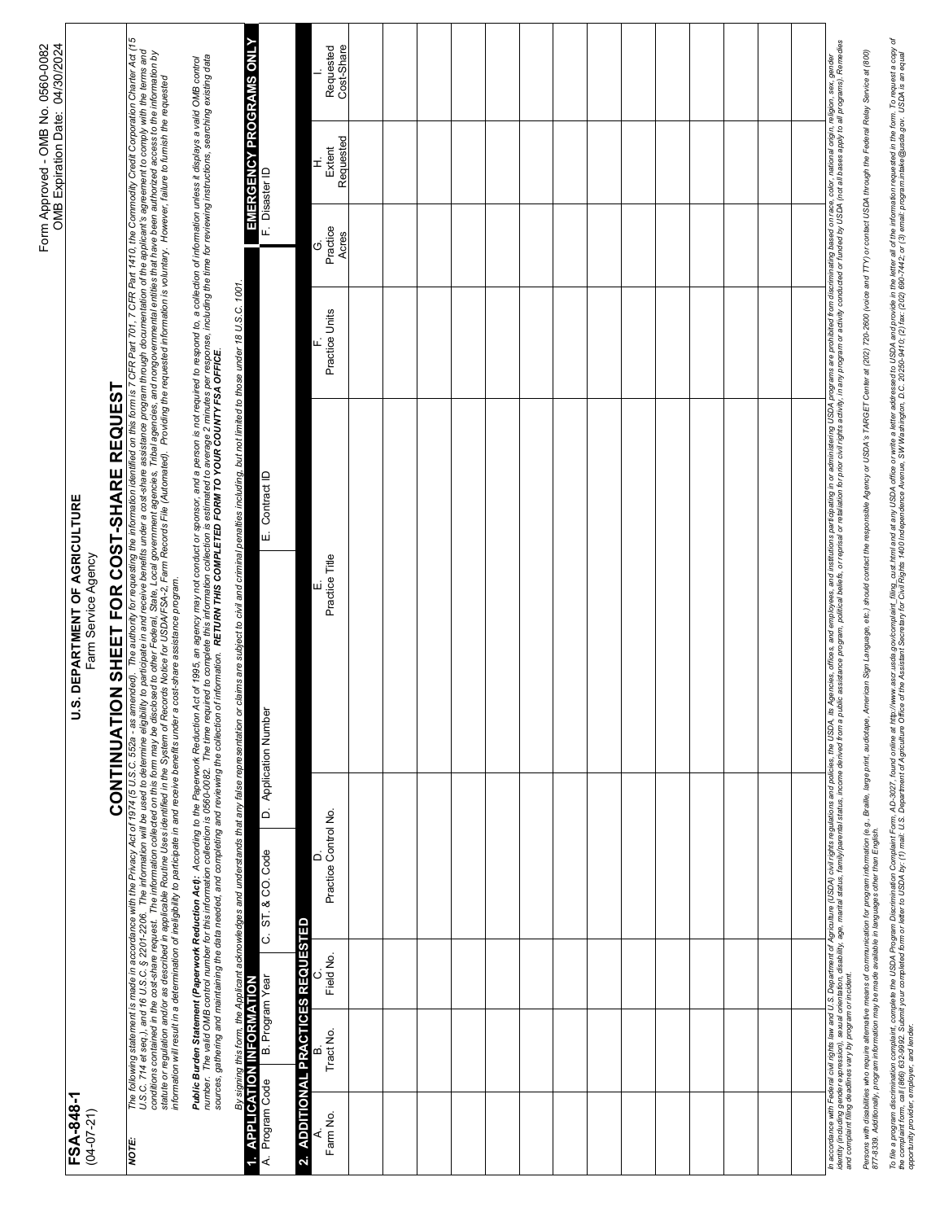**FSA-848-1**
(04-07-21)

Form Approved - OMB No. 0560-0082
OMB Expiration Date: 04/30/2024

**U.S. DEPARTMENT OF AGRICULTURE**
Farm Service Agency

# CONTINUATION SHEET FOR COST-SHARE REQUEST

***NOTE:*** *The following statement is made in accordance with the Privacy Act of 1974 (5 U.S.C. 552a - as amended). The authority for requesting the information identified on this form is 7 CFR Part 701, 7 CFR Part 1410, the Commodity Credit Corporation Charter Act (15 U.S.C. 714 et seq.), and 16 U.S.C. § 2201-2206. The information will be used to determine eligibility to participate in and receive benefits under a cost-share assistance program through documentation of the applicant's agreement to comply with the terms and conditions contained in the cost-share request. The information collected on this form may be disclosed to other Federal, State, Local government agencies, Tribal agencies, and nongovernmental entities that have been authorized access to the information by statute or regulation and/or as described in applicable Routine Uses identified in the System of Records Notice for USDA/FSA-2, Farm Records File (Automated). Providing the requested information is voluntary. However, failure to furnish the requested information will result in a determination of ineligibility to participate in and receive benefits under a cost-share assistance program.*

***Public Burden Statement (Paperwork Reduction Act):*** *According to the Paperwork Reduction Act of 1995, an agency may not conduct or sponsor, and a person is not required to respond to, a collection of information unless it displays a valid OMB control number. The valid OMB control number for this information collection is 0560-0082. The time required to complete this information collection is estimated to average 2 minutes per response, including the time for reviewing instructions, searching existing data sources, gathering and maintaining the data needed, and completing and reviewing the collection of information.* ***RETURN THIS COMPLETED FORM TO YOUR COUNTY FSA OFFICE.***

*By signing this form, the Applicant acknowledges and understands that any false representation or claims are subject to civil and criminal penalties including, but not limited to those under 18 U.S.C. 1001.*

## 1. APPLICATION INFORMATION

| A. Program Code | B. Program Year | C. ST. & CO. Code | D. Application Number | E. Contract ID | EMERGENCY PROGRAMS ONLY<br>F. Disaster ID |
|---|---|---|---|---|---|
| | | | | | |

## 2. ADDITIONAL PRACTICES REQUESTED

| A. Farm No. | B. Tract No. | C. Field No. | D. Practice Control No. | E. Practice Title | F. Practice Units | G. Practice Acres | H. Extent Requested | I. Requested Cost-Share |
|---|---|---|---|---|---|---|---|---|
| | | | | | | | | |
| | | | | | | | | |
| | | | | | | | | |
| | | | | | | | | |
| | | | | | | | | |
| | | | | | | | | |
| | | | | | | | | |
| | | | | | | | | |
| | | | | | | | | |
| | | | | | | | | |
| | | | | | | | | |
| | | | | | | | | |
| | | | | | | | | |

*In accordance with Federal civil rights law and U.S. Department of Agriculture (USDA) civil rights regulations and policies, the USDA, its Agencies, offices, and employees, and institutions participating in or administering USDA programs are prohibited from discriminating based on race, color, national origin, religion, sex, gender identity (including gender expression), sexual orientation, disability, age, marital status, family/parental status, income derived from a public assistance program, political beliefs, or reprisal or retaliation for prior civil rights activity, in any program or activity conducted or funded by USDA (not all bases apply to all programs). Remedies and complaint filing deadlines vary by program or incident.*

*Persons with disabilities who require alternative means of communication for program information (e.g., Braille, large print, audiotape, American Sign Language, etc.) should contact the responsible Agency or USDA's TARGET Center at (202) 720-2600 (voice and TTY) or contact USDA through the Federal Relay Service at (800) 877-8339. Additionally, program information may be made available in languages other than English.*

*To file a program discrimination complaint, complete the USDA Program Discrimination Complaint Form, AD-3027, found online at http://www.ascr.usda.gov/complaint_filing_cust.html and at any USDA office or write a letter addressed to USDA and provide in the letter all of the information requested in the form. To request a copy of the complaint form, call (866) 632-9992. Submit your completed form or letter to USDA by: (1) mail: U.S. Department of Agriculture Office of the Assistant Secretary for Civil Rights 1400 Independence Avenue, SW Washington, D.C. 20250-9410; (2) fax: (202) 690-7442; or (3) email: program.intake@usda.gov. USDA is an equal opportunity provider, employer, and lender.*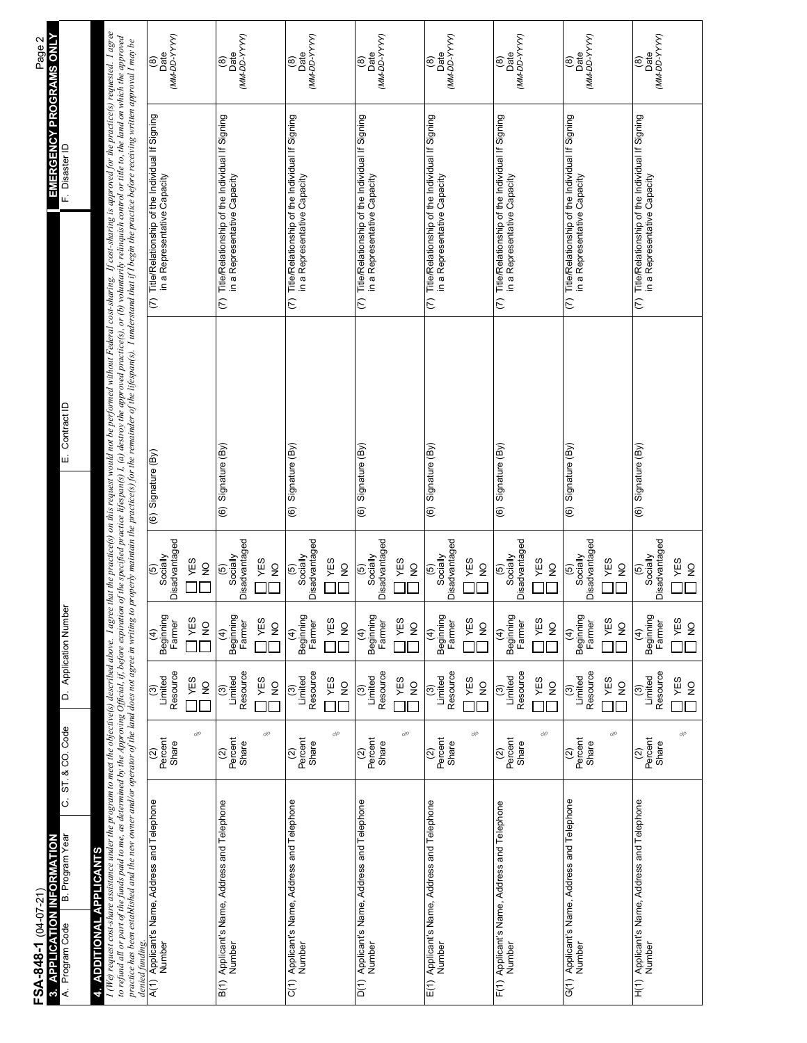**FSA-848-1** (04-07-21)

## 3. APPLICATION INFORMATION

| A. Program Code | B. Program Year | C. ST. & CO. Code | D. Application Number | E. Contract ID |
|---|---|---|---|---|
| | | | | |

## EMERGENCY PROGRAMS ONLY

| F. Disaster ID |
|---|
| |

## 4. ADDITIONAL APPLICANTS

*I (We) request cost-share assistance under the program to meet the objective(s) described above. I agree that the practice(s) on this request would not be performed without Federal cost-sharing. If cost-sharing is approved for the practice(s) requested. I agree to refund all or part of the funds paid to me, as determined by the Approving Official, if, before expiration of the specified practice lifespan(s) I, (a) destroy the approved practice(s), or (b) voluntarily relinquish control or title to, the land on which the approved practice has been established and the new owner and/or operator of the land does not agree in writing to properly maintain the practice(s) for the remainder of the lifespan(s). I understand that if I begin the practice before receiving written approval I may be denied funding.*

| (1) Applicant's Name, Address and Telephone Number | (2) Percent Share | (3) Limited Resource | (4) Beginning Farmer | (5) Socially Disadvantaged | (6) Signature (By) | (7) Title/Relationship of the Individual If Signing in a Representative Capacity | (8) Date (MM-DD-YYYY) |
|---|---|---|---|---|---|---|---|
| A(1) | % | ☐ YES ☐ NO | ☐ YES ☐ NO | ☐ YES ☐ NO | | | |
| B(1) | % | ☐ YES ☐ NO | ☐ YES ☐ NO | ☐ YES ☐ NO | | | |
| C(1) | % | ☐ YES ☐ NO | ☐ YES ☐ NO | ☐ YES ☐ NO | | | |
| D(1) | % | ☐ YES ☐ NO | ☐ YES ☐ NO | ☐ YES ☐ NO | | | |
| E(1) | % | ☐ YES ☐ NO | ☐ YES ☐ NO | ☐ YES ☐ NO | | | |
| F(1) | % | ☐ YES ☐ NO | ☐ YES ☐ NO | ☐ YES ☐ NO | | | |
| G(1) | % | ☐ YES ☐ NO | ☐ YES ☐ NO | ☐ YES ☐ NO | | | |
| H(1) | % | ☐ YES ☐ NO | ☐ YES ☐ NO | ☐ YES ☐ NO | | | |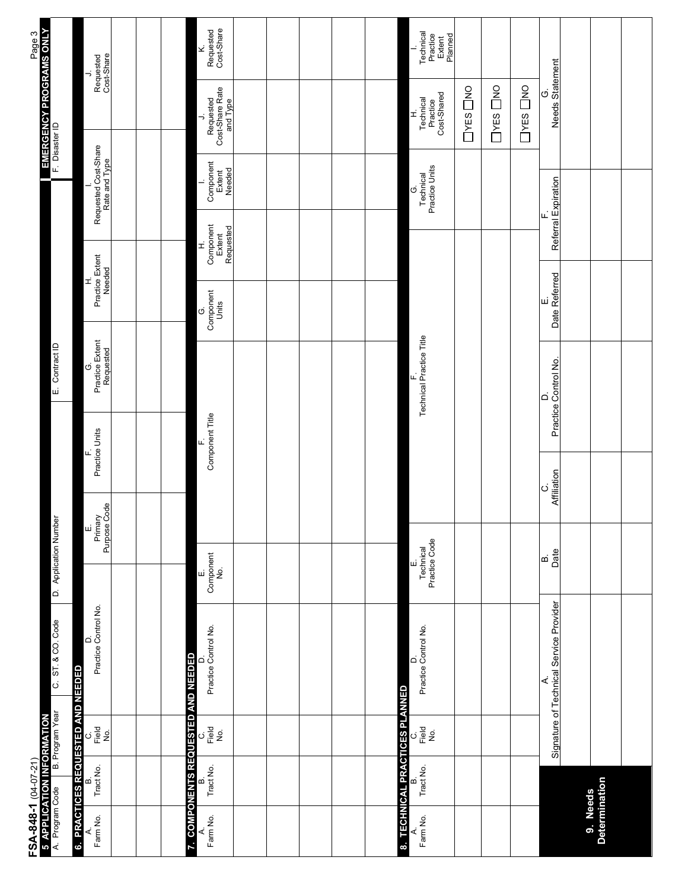**FSA-848-1** (04-07-21)

## 5 APPLICATION INFORMATION

**EMERGENCY PROGRAMS ONLY**

| A. Program Code | B. Program Year | C. ST. & CO. Code | D. Application Number | E. Contract ID | F. Disaster ID |
|---|---|---|---|---|---|
| | | | | | |

## 6. PRACTICES REQUESTED AND NEEDED

| A. Farm No. | B. Tract No. | C. Field No. | D. Practice Control No. | E. Primary Purpose Code | F. Practice Units | G. Practice Extent Requested | H. Practice Extent Needed | I. Requested Cost-Share Rate and Type | J. Requested Cost-Share |
|---|---|---|---|---|---|---|---|---|---|
| | | | | | | | | | |
| | | | | | | | | | |
| | | | | | | | | | |

## 7. COMPONENTS REQUESTED AND NEEDED

| A. Farm No. | B. Tract No. | C. Field No. | D. Practice Control No. | E. Component No. | F. Component Title | G. Component Units | H. Component Extent Requested | I. Component Extent Needed | J. Requested Cost-Share Rate and Type | K. Requested Cost-Share |
|---|---|---|---|---|---|---|---|---|---|---|
| | | | | | | | | | | |
| | | | | | | | | | | |
| | | | | | | | | | | |
| | | | | | | | | | | |
| | | | | | | | | | | |

## 8. TECHNICAL PRACTICES PLANNED

| A. Farm No. | B. Tract No. | C. Field No. | D. Practice Control No. | E. Technical Practice Code | F. Technical Practice Title | G. Technical Practice Units | H. Technical Practice Cost-Shared | I. Technical Practice Extent Planned |
|---|---|---|---|---|---|---|---|---|
| | | | | | | | ☐YES ☐NO | |
| | | | | | | | ☐YES ☐NO | |
| | | | | | | | ☐YES ☐NO | |

## 9. Needs Determination

| A. Signature of Technical Service Provider | B. Date | C. Affiliation | D. Practice Control No. | E. Date Referred | F. Referral Expiration | G. Needs Statement |
|---|---|---|---|---|---|---|
| | | | | | | |
| | | | | | | |
| | | | | | | |